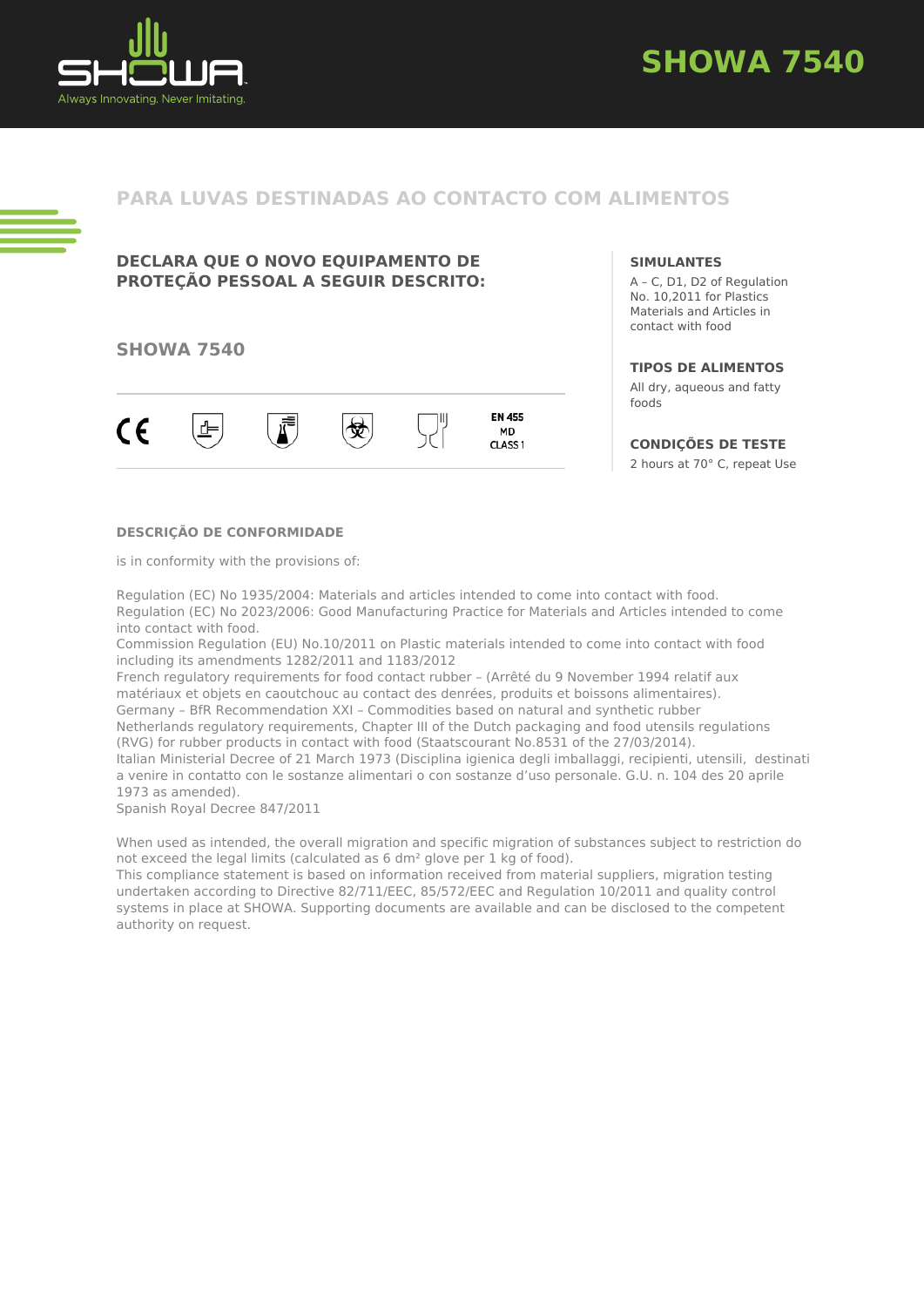# SHOWA 7540

## PARA LUVAS DESTINADAS AO CONTACTO COM ALIMENTOS

### DECLARA QUE O NOVO EQUIPAMENTO DE PROTEÇÃO PESSOAL A SEGUIR DESCRITO:

### SHOWA 7540

EN 455
MD
CLASS 1

#### SIMULANTES

A – C, D1, D2 of Regulation No. 10,2011 for Plastics Materials and Articles in contact with food

#### TIPOS DE ALIMENTOS

All dry, aqueous and fatty foods

#### CONDIÇÕES DE TESTE

2 hours at 70° C, repeat Use

#### DESCRIÇÃO DE CONFORMIDADE

is in conformity with the provisions of:

Regulation (EC) No 1935/2004: Materials and articles intended to come into contact with food.
Regulation (EC) No 2023/2006: Good Manufacturing Practice for Materials and Articles intended to come into contact with food.
Commission Regulation (EU) No.10/2011 on Plastic materials intended to come into contact with food including its amendments 1282/2011 and 1183/2012
French regulatory requirements for food contact rubber – (Arrêté du 9 November 1994 relatif aux matériaux et objets en caoutchouc au contact des denrées, produits et boissons alimentaires).
Germany – BfR Recommendation XXI – Commodities based on natural and synthetic rubber
Netherlands regulatory requirements, Chapter III of the Dutch packaging and food utensils regulations (RVG) for rubber products in contact with food (Staatscourant No.8531 of the 27/03/2014).
Italian Ministerial Decree of 21 March 1973 (Disciplina igienica degli imballaggi, recipienti, utensili, destinati a venire in contatto con le sostanze alimentari o con sostanze d'uso personale. G.U. n. 104 des 20 aprile 1973 as amended).
Spanish Royal Decree 847/2011

When used as intended, the overall migration and specific migration of substances subject to restriction do not exceed the legal limits (calculated as 6 dm² glove per 1 kg of food).
This compliance statement is based on information received from material suppliers, migration testing undertaken according to Directive 82/711/EEC, 85/572/EEC and Regulation 10/2011 and quality control systems in place at SHOWA. Supporting documents are available and can be disclosed to the competent authority on request.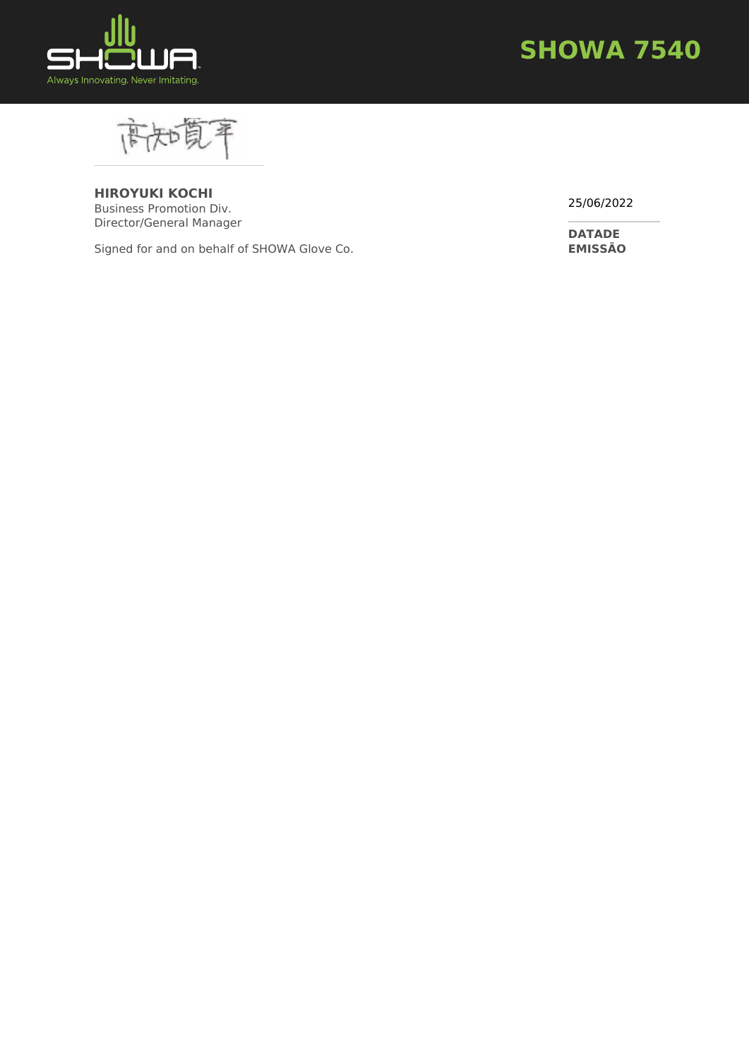**HIROYUKI KOCHI**
Business Promotion Div.
Director/General Manager

Signed for and on behalf of SHOWA Glove Co.

25/06/2022

**DATADE EMISSÃO**